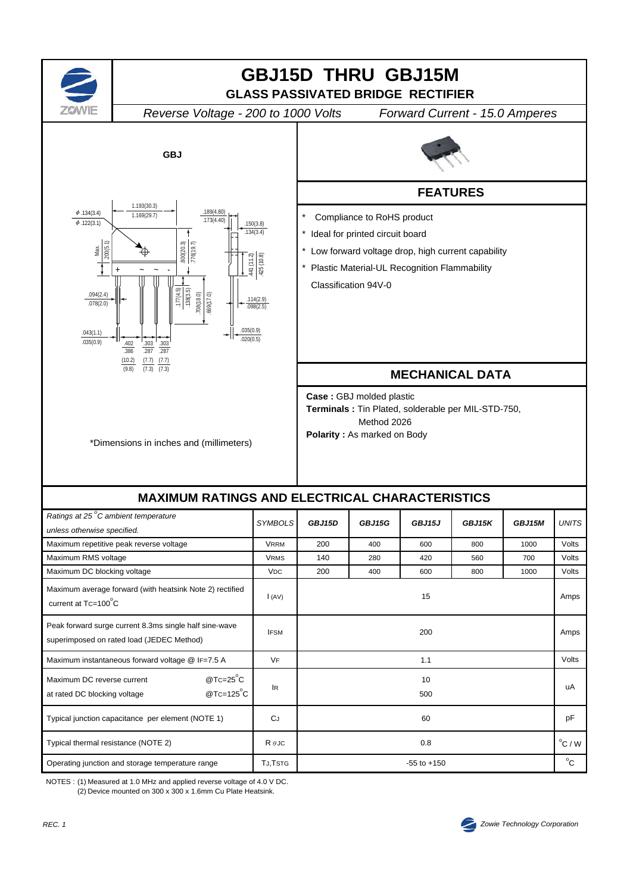# GBJ15D THRU GBJ15M

## GLASS PASSIVATED BRIDGE RECTIFIER

*Reverse Voltage - 200 to 1000 Volts* *Forward Current - 15.0 Amperes*

**GBJ**

*Dimensions in inches and (millimeters)

## FEATURES

- Compliance to RoHS product
- Ideal for printed circuit board
- Low forward voltage drop, high current capability
- Plastic Material-UL Recognition Flammability Classification 94V-0

## MECHANICAL DATA

**Case :** GBJ molded plastic
**Terminals :** Tin Plated, solderable per MIL-STD-750, Method 2026
**Polarity :** As marked on Body

## MAXIMUM RATINGS AND ELECTRICAL CHARACTERISTICS

| *Ratings at 25°C ambient temperature unless otherwise specified.* | *SYMBOLS* | *GBJ15D* | *GBJ15G* | *GBJ15J* | *GBJ15K* | *GBJ15M* | *UNITS* |
|---|---|---|---|---|---|---|---|
| Maximum repetitive peak reverse voltage | $V_{RRM}$ | 200 | 400 | 600 | 800 | 1000 | Volts |
| Maximum RMS voltage | $V_{RMS}$ | 140 | 280 | 420 | 560 | 700 | Volts |
| Maximum DC blocking voltage | $V_{DC}$ | 200 | 400 | 600 | 800 | 1000 | Volts |
| Maximum average forward (with heatsink Note 2) rectified current at $T_C$=100°C | $I_{(AV)}$ | | | 15 | | | Amps |
| Peak forward surge current 8.3ms single half sine-wave superimposed on rated load (JEDEC Method) | $I_{FSM}$ | | | 200 | | | Amps |
| Maximum instantaneous forward voltage @ $I_F$=7.5 A | $V_F$ | | | 1.1 | | | Volts |
| Maximum DC reverse current at rated DC blocking voltage @$T_C$=25°C / @$T_C$=125°C | $I_R$ | | | 10 / 500 | | | uA |
| Typical junction capacitance per element (NOTE 1) | $C_J$ | | | 60 | | | pF |
| Typical thermal resistance (NOTE 2) | $R_{\theta JC}$ | | | 0.8 | | | °C / W |
| Operating junction and storage temperature range | $T_J$,$T_{STG}$ | | | -55 to +150 | | | °C |

NOTES : (1) Measured at 1.0 MHz and applied reverse voltage of 4.0 V DC.
(2) Device mounted on 300 x 300 x 1.6mm Cu Plate Heatsink.

REC. 1

Zowie Technology Corporation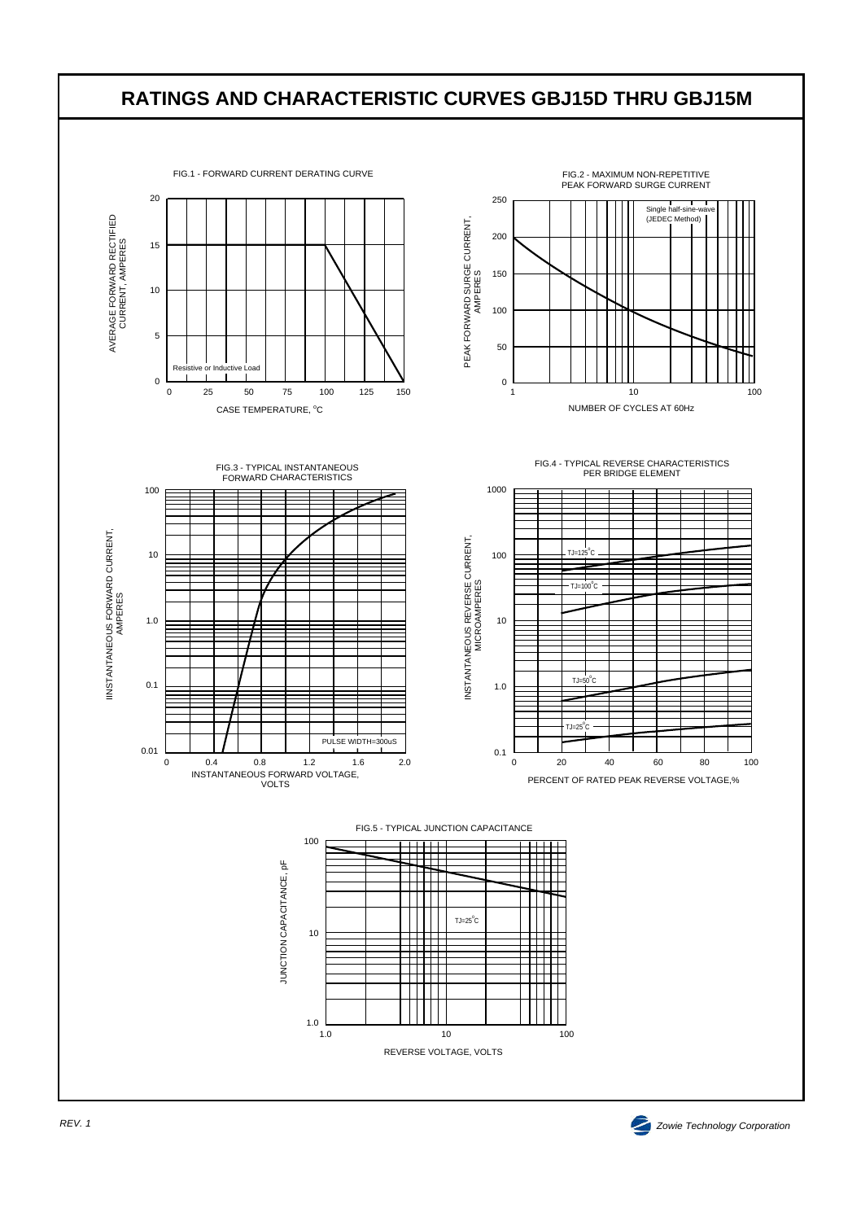# RATINGS AND CHARACTERISTIC CURVES GBJ15D THRU GBJ15M

FIG.1 - FORWARD CURRENT DERATING CURVE

AVERAGE FORWARD RECTIFIED CURRENT, AMPERES

20
15
10
5
0

0 25 50 75 100 125 150

CASE TEMPERATURE, °C

Resistive or Inductive Load

FIG.2 - MAXIMUM NON-REPETITIVE PEAK FORWARD SURGE CURRENT

PEAK FORWARD SURGE CURRENT, AMPERES

250
200
150
100
50
0

1 10 100

NUMBER OF CYCLES AT 60Hz

Single half-sine-wave (JEDEC Method)

FIG.3 - TYPICAL INSTANTANEOUS FORWARD CHARACTERISTICS

INSTANTANEOUS FORWARD CURRENT, AMPERES

100
10
1.0
0.1
0.01

0 0.4 0.8 1.2 1.6 2.0

INSTANTANEOUS FORWARD VOLTAGE, VOLTS

PULSE WIDTH=300uS

FIG.4 - TYPICAL REVERSE CHARACTERISTICS PER BRIDGE ELEMENT

INSTANTANEOUS REVERSE CURRENT, MICROAMPERES

1000
100
10
1.0
0.1

0 20 40 60 80 100

PERCENT OF RATED PEAK REVERSE VOLTAGE,%

TJ=125°C

TJ=100°C

TJ=50°C

TJ=25°C

FIG.5 - TYPICAL JUNCTION CAPACITANCE

JUNCTION CAPACITANCE, pF

100
10
1.0

1.0 10 100

REVERSE VOLTAGE, VOLTS

TJ=25°C

REV. 1

Zowie Technology Corporation